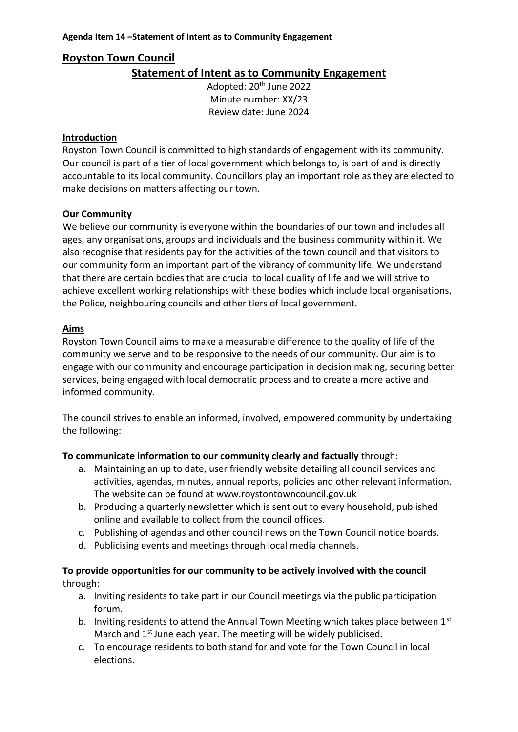**Agenda Item 14 –Statement of Intent as to Community Engagement**

# Royston Town Council

## Statement of Intent as to Community Engagement

Adopted: 20th June 2022
Minute number: XX/23
Review date: June 2024

### Introduction

Royston Town Council is committed to high standards of engagement with its community. Our council is part of a tier of local government which belongs to, is part of and is directly accountable to its local community. Councillors play an important role as they are elected to make decisions on matters affecting our town.

### Our Community

We believe our community is everyone within the boundaries of our town and includes all ages, any organisations, groups and individuals and the business community within it. We also recognise that residents pay for the activities of the town council and that visitors to our community form an important part of the vibrancy of community life. We understand that there are certain bodies that are crucial to local quality of life and we will strive to achieve excellent working relationships with these bodies which include local organisations, the Police, neighbouring councils and other tiers of local government.

### Aims

Royston Town Council aims to make a measurable difference to the quality of life of the community we serve and to be responsive to the needs of our community. Our aim is to engage with our community and encourage participation in decision making, securing better services, being engaged with local democratic process and to create a more active and informed community.

The council strives to enable an informed, involved, empowered community by undertaking the following:

**To communicate information to our community clearly and factually** through:

a. Maintaining an up to date, user friendly website detailing all council services and activities, agendas, minutes, annual reports, policies and other relevant information. The website can be found at www.roystontowncouncil.gov.uk
b. Producing a quarterly newsletter which is sent out to every household, published online and available to collect from the council offices.
c. Publishing of agendas and other council news on the Town Council notice boards.
d. Publicising events and meetings through local media channels.

**To provide opportunities for our community to be actively involved with the council** through:

a. Inviting residents to take part in our Council meetings via the public participation forum.
b. Inviting residents to attend the Annual Town Meeting which takes place between 1st March and 1st June each year. The meeting will be widely publicised.
c. To encourage residents to both stand for and vote for the Town Council in local elections.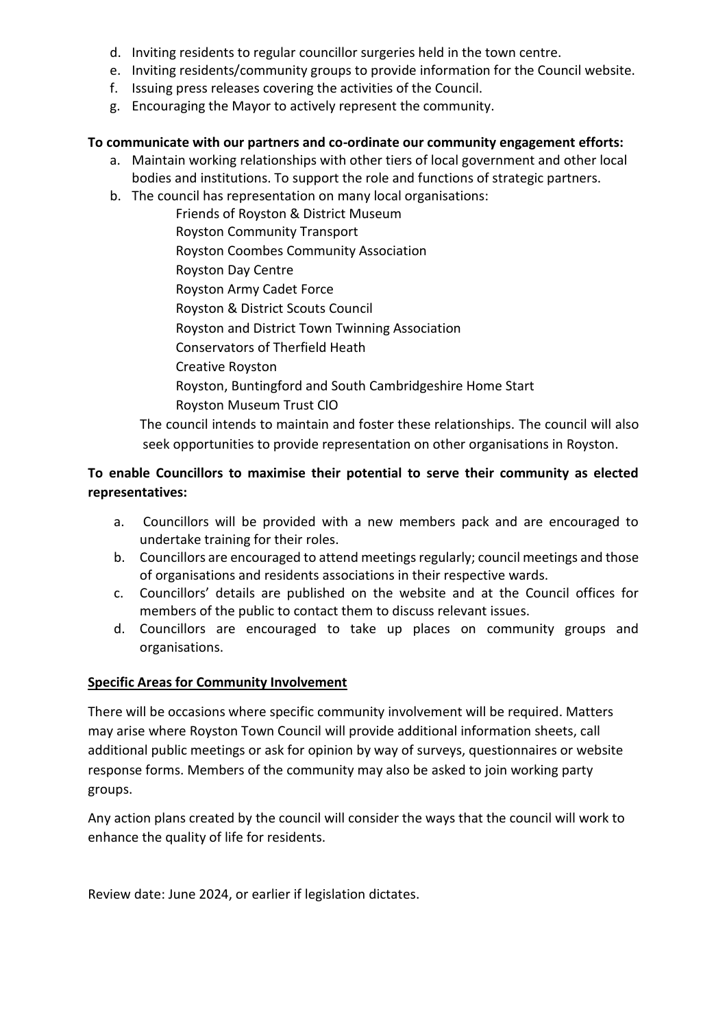d. Inviting residents to regular councillor surgeries held in the town centre.
e. Inviting residents/community groups to provide information for the Council website.
f. Issuing press releases covering the activities of the Council.
g. Encouraging the Mayor to actively represent the community.

**To communicate with our partners and co-ordinate our community engagement efforts:**

a. Maintain working relationships with other tiers of local government and other local bodies and institutions. To support the role and functions of strategic partners.
b. The council has representation on many local organisations:

    Friends of Royston & District Museum
    Royston Community Transport
    Royston Coombes Community Association
    Royston Day Centre
    Royston Army Cadet Force
    Royston & District Scouts Council
    Royston and District Town Twinning Association
    Conservators of Therfield Heath
    Creative Royston
    Royston, Buntingford and South Cambridgeshire Home Start
    Royston Museum Trust CIO

   The council intends to maintain and foster these relationships. The council will also seek opportunities to provide representation on other organisations in Royston.

**To enable Councillors to maximise their potential to serve their community as elected representatives:**

a. Councillors will be provided with a new members pack and are encouraged to undertake training for their roles.
b. Councillors are encouraged to attend meetings regularly; council meetings and those of organisations and residents associations in their respective wards.
c. Councillors' details are published on the website and at the Council offices for members of the public to contact them to discuss relevant issues.
d. Councillors are encouraged to take up places on community groups and organisations.

**Specific Areas for Community Involvement**

There will be occasions where specific community involvement will be required. Matters may arise where Royston Town Council will provide additional information sheets, call additional public meetings or ask for opinion by way of surveys, questionnaires or website response forms. Members of the community may also be asked to join working party groups.

Any action plans created by the council will consider the ways that the council will work to enhance the quality of life for residents.

Review date: June 2024, or earlier if legislation dictates.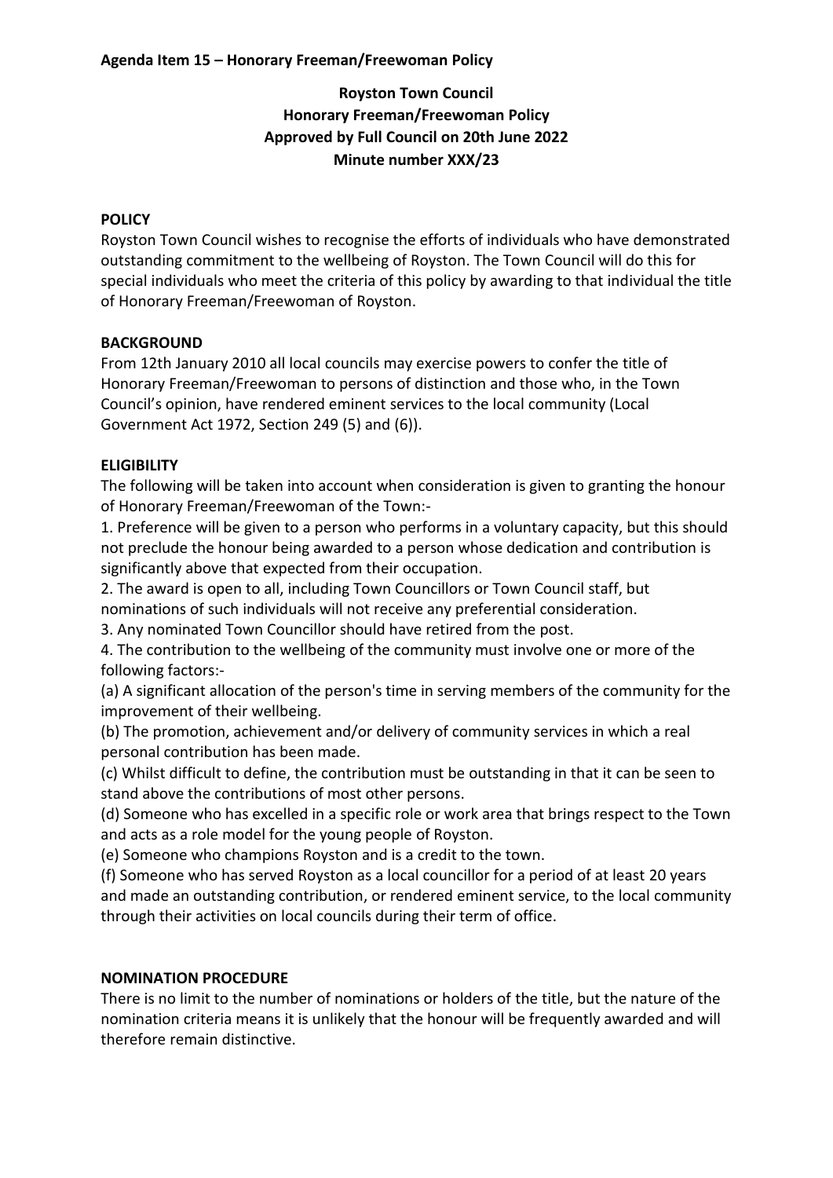**Agenda Item 15 – Honorary Freeman/Freewoman Policy**

# Royston Town Council
# Honorary Freeman/Freewoman Policy
**Approved by Full Council on 20th June 2022**
**Minute number XXX/23**

## POLICY

Royston Town Council wishes to recognise the efforts of individuals who have demonstrated outstanding commitment to the wellbeing of Royston. The Town Council will do this for special individuals who meet the criteria of this policy by awarding to that individual the title of Honorary Freeman/Freewoman of Royston.

## BACKGROUND

From 12th January 2010 all local councils may exercise powers to confer the title of Honorary Freeman/Freewoman to persons of distinction and those who, in the Town Council's opinion, have rendered eminent services to the local community (Local Government Act 1972, Section 249 (5) and (6)).

## ELIGIBILITY

The following will be taken into account when consideration is given to granting the honour of Honorary Freeman/Freewoman of the Town:-

1. Preference will be given to a person who performs in a voluntary capacity, but this should not preclude the honour being awarded to a person whose dedication and contribution is significantly above that expected from their occupation.
2. The award is open to all, including Town Councillors or Town Council staff, but nominations of such individuals will not receive any preferential consideration.
3. Any nominated Town Councillor should have retired from the post.
4. The contribution to the wellbeing of the community must involve one or more of the following factors:-

(a) A significant allocation of the person's time in serving members of the community for the improvement of their wellbeing.

(b) The promotion, achievement and/or delivery of community services in which a real personal contribution has been made.

(c) Whilst difficult to define, the contribution must be outstanding in that it can be seen to stand above the contributions of most other persons.

(d) Someone who has excelled in a specific role or work area that brings respect to the Town and acts as a role model for the young people of Royston.

(e) Someone who champions Royston and is a credit to the town.

(f) Someone who has served Royston as a local councillor for a period of at least 20 years and made an outstanding contribution, or rendered eminent service, to the local community through their activities on local councils during their term of office.

## NOMINATION PROCEDURE

There is no limit to the number of nominations or holders of the title, but the nature of the nomination criteria means it is unlikely that the honour will be frequently awarded and will therefore remain distinctive.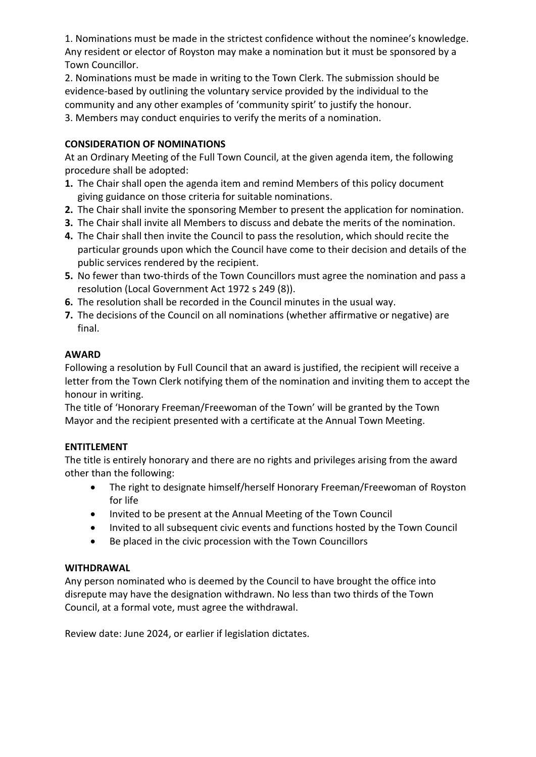1. Nominations must be made in the strictest confidence without the nominee's knowledge. Any resident or elector of Royston may make a nomination but it must be sponsored by a Town Councillor.
2. Nominations must be made in writing to the Town Clerk. The submission should be evidence-based by outlining the voluntary service provided by the individual to the community and any other examples of 'community spirit' to justify the honour.
3. Members may conduct enquiries to verify the merits of a nomination.

**CONSIDERATION OF NOMINATIONS**

At an Ordinary Meeting of the Full Town Council, at the given agenda item, the following procedure shall be adopted:

1. The Chair shall open the agenda item and remind Members of this policy document giving guidance on those criteria for suitable nominations.
2. The Chair shall invite the sponsoring Member to present the application for nomination.
3. The Chair shall invite all Members to discuss and debate the merits of the nomination.
4. The Chair shall then invite the Council to pass the resolution, which should recite the particular grounds upon which the Council have come to their decision and details of the public services rendered by the recipient.
5. No fewer than two-thirds of the Town Councillors must agree the nomination and pass a resolution (Local Government Act 1972 s 249 (8)).
6. The resolution shall be recorded in the Council minutes in the usual way.
7. The decisions of the Council on all nominations (whether affirmative or negative) are final.

**AWARD**

Following a resolution by Full Council that an award is justified, the recipient will receive a letter from the Town Clerk notifying them of the nomination and inviting them to accept the honour in writing.

The title of 'Honorary Freeman/Freewoman of the Town' will be granted by the Town Mayor and the recipient presented with a certificate at the Annual Town Meeting.

**ENTITLEMENT**

The title is entirely honorary and there are no rights and privileges arising from the award other than the following:

- The right to designate himself/herself Honorary Freeman/Freewoman of Royston for life
- Invited to be present at the Annual Meeting of the Town Council
- Invited to all subsequent civic events and functions hosted by the Town Council
- Be placed in the civic procession with the Town Councillors

**WITHDRAWAL**

Any person nominated who is deemed by the Council to have brought the office into disrepute may have the designation withdrawn. No less than two thirds of the Town Council, at a formal vote, must agree the withdrawal.

Review date: June 2024, or earlier if legislation dictates.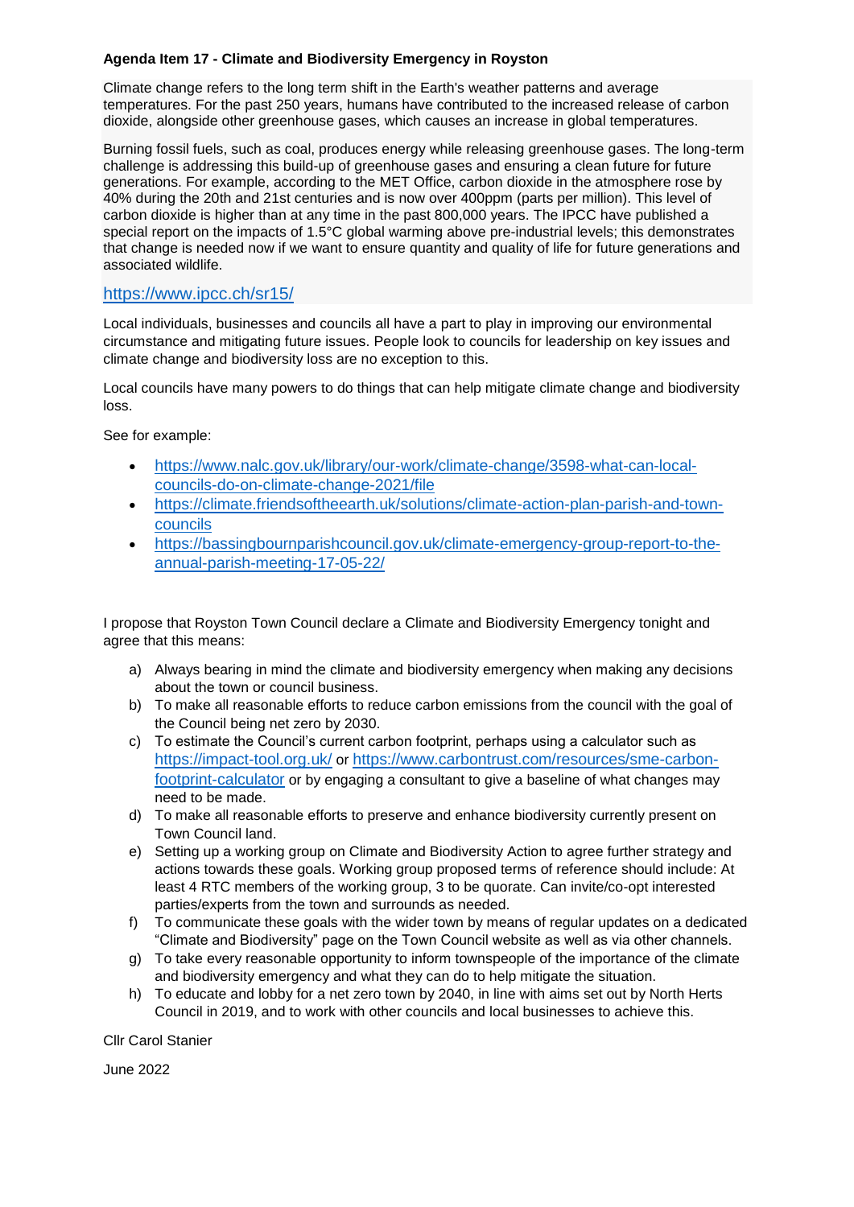**Agenda Item 17 - Climate and Biodiversity Emergency in Royston**

Climate change refers to the long term shift in the Earth's weather patterns and average temperatures. For the past 250 years, humans have contributed to the increased release of carbon dioxide, alongside other greenhouse gases, which causes an increase in global temperatures.

Burning fossil fuels, such as coal, produces energy while releasing greenhouse gases. The long-term challenge is addressing this build-up of greenhouse gases and ensuring a clean future for future generations. For example, according to the MET Office, carbon dioxide in the atmosphere rose by 40% during the 20th and 21st centuries and is now over 400ppm (parts per million). This level of carbon dioxide is higher than at any time in the past 800,000 years. The IPCC have published a special report on the impacts of 1.5°C global warming above pre-industrial levels; this demonstrates that change is needed now if we want to ensure quantity and quality of life for future generations and associated wildlife.

https://www.ipcc.ch/sr15/

Local individuals, businesses and councils all have a part to play in improving our environmental circumstance and mitigating future issues. People look to councils for leadership on key issues and climate change and biodiversity loss are no exception to this.

Local councils have many powers to do things that can help mitigate climate change and biodiversity loss.

See for example:

- https://www.nalc.gov.uk/library/our-work/climate-change/3598-what-can-local-councils-do-on-climate-change-2021/file
- https://climate.friendsoftheearth.uk/solutions/climate-action-plan-parish-and-town-councils
- https://bassingbournparishcouncil.gov.uk/climate-emergency-group-report-to-the-annual-parish-meeting-17-05-22/

I propose that Royston Town Council declare a Climate and Biodiversity Emergency tonight and agree that this means:

a) Always bearing in mind the climate and biodiversity emergency when making any decisions about the town or council business.
b) To make all reasonable efforts to reduce carbon emissions from the council with the goal of the Council being net zero by 2030.
c) To estimate the Council's current carbon footprint, perhaps using a calculator such as https://impact-tool.org.uk/ or https://www.carbontrust.com/resources/sme-carbon-footprint-calculator or by engaging a consultant to give a baseline of what changes may need to be made.
d) To make all reasonable efforts to preserve and enhance biodiversity currently present on Town Council land.
e) Setting up a working group on Climate and Biodiversity Action to agree further strategy and actions towards these goals. Working group proposed terms of reference should include: At least 4 RTC members of the working group, 3 to be quorate. Can invite/co-opt interested parties/experts from the town and surrounds as needed.
f) To communicate these goals with the wider town by means of regular updates on a dedicated "Climate and Biodiversity" page on the Town Council website as well as via other channels.
g) To take every reasonable opportunity to inform townspeople of the importance of the climate and biodiversity emergency and what they can do to help mitigate the situation.
h) To educate and lobby for a net zero town by 2040, in line with aims set out by North Herts Council in 2019, and to work with other councils and local businesses to achieve this.

Cllr Carol Stanier

June 2022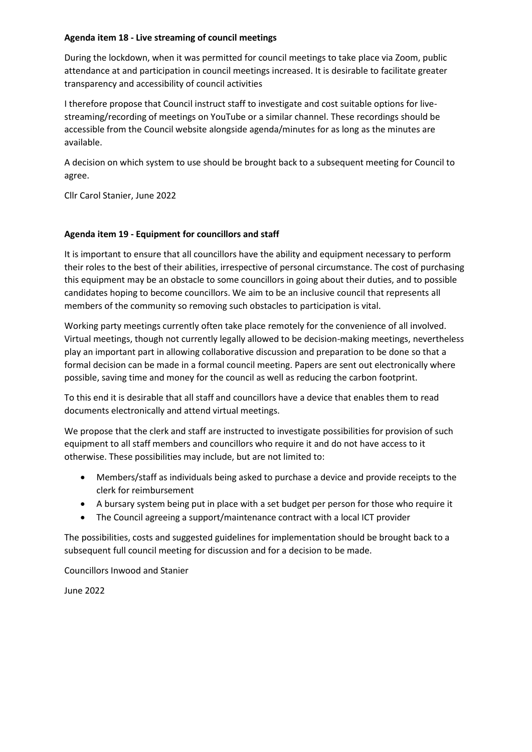**Agenda item 18 - Live streaming of council meetings**

During the lockdown, when it was permitted for council meetings to take place via Zoom, public attendance at and participation in council meetings increased. It is desirable to facilitate greater transparency and accessibility of council activities

I therefore propose that Council instruct staff to investigate and cost suitable options for live-streaming/recording of meetings on YouTube or a similar channel. These recordings should be accessible from the Council website alongside agenda/minutes for as long as the minutes are available.

A decision on which system to use should be brought back to a subsequent meeting for Council to agree.

Cllr Carol Stanier, June 2022

**Agenda item 19 - Equipment for councillors and staff**

It is important to ensure that all councillors have the ability and equipment necessary to perform their roles to the best of their abilities, irrespective of personal circumstance. The cost of purchasing this equipment may be an obstacle to some councillors in going about their duties, and to possible candidates hoping to become councillors. We aim to be an inclusive council that represents all members of the community so removing such obstacles to participation is vital.

Working party meetings currently often take place remotely for the convenience of all involved. Virtual meetings, though not currently legally allowed to be decision-making meetings, nevertheless play an important part in allowing collaborative discussion and preparation to be done so that a formal decision can be made in a formal council meeting. Papers are sent out electronically where possible, saving time and money for the council as well as reducing the carbon footprint.

To this end it is desirable that all staff and councillors have a device that enables them to read documents electronically and attend virtual meetings.

We propose that the clerk and staff are instructed to investigate possibilities for provision of such equipment to all staff members and councillors who require it and do not have access to it otherwise. These possibilities may include, but are not limited to:

- Members/staff as individuals being asked to purchase a device and provide receipts to the clerk for reimbursement
- A bursary system being put in place with a set budget per person for those who require it
- The Council agreeing a support/maintenance contract with a local ICT provider

The possibilities, costs and suggested guidelines for implementation should be brought back to a subsequent full council meeting for discussion and for a decision to be made.

Councillors Inwood and Stanier

June 2022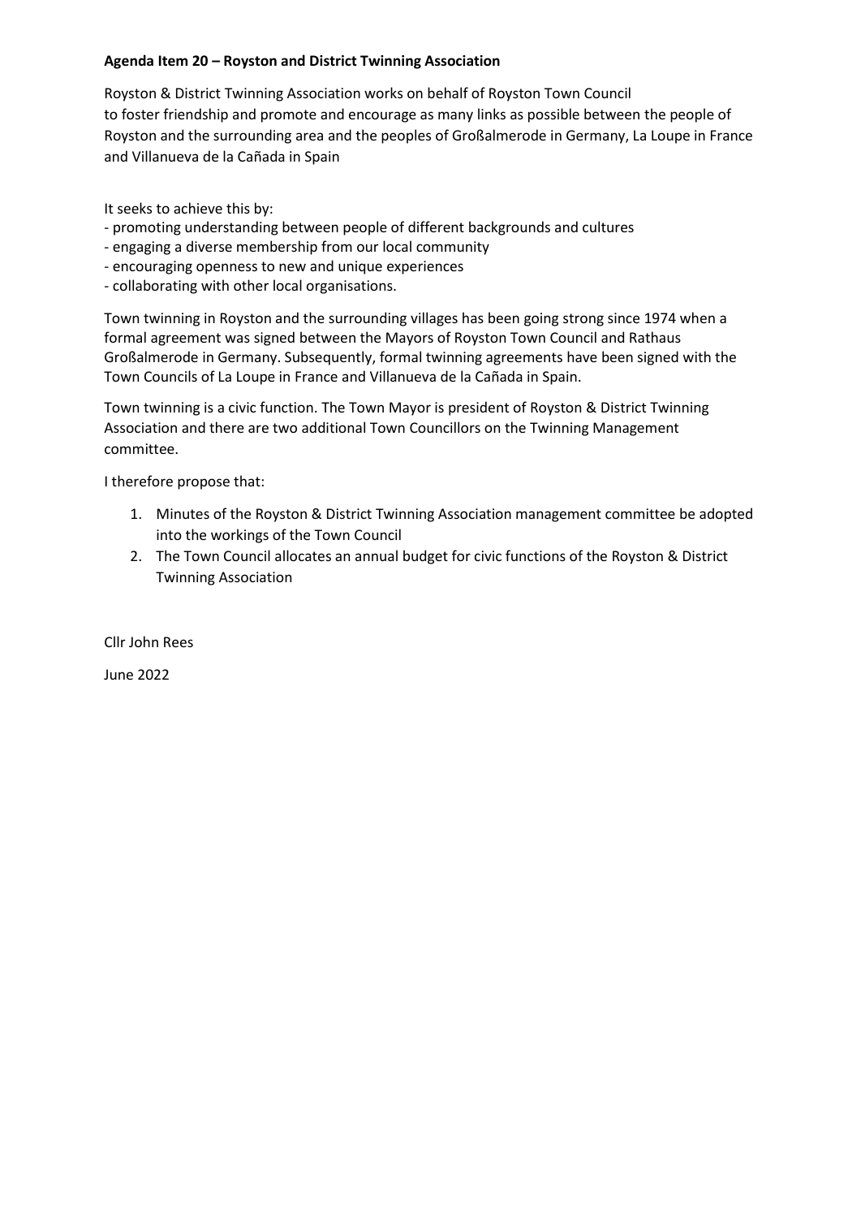**Agenda Item 20 – Royston and District Twinning Association**

Royston & District Twinning Association works on behalf of Royston Town Council to foster friendship and promote and encourage as many links as possible between the people of Royston and the surrounding area and the peoples of Großalmerode in Germany, La Loupe in France and Villanueva de la Cañada in Spain

It seeks to achieve this by:

- promoting understanding between people of different backgrounds and cultures
- engaging a diverse membership from our local community
- encouraging openness to new and unique experiences
- collaborating with other local organisations.

Town twinning in Royston and the surrounding villages has been going strong since 1974 when a formal agreement was signed between the Mayors of Royston Town Council and Rathaus Großalmerode in Germany. Subsequently, formal twinning agreements have been signed with the Town Councils of La Loupe in France and Villanueva de la Cañada in Spain.

Town twinning is a civic function. The Town Mayor is president of Royston & District Twinning Association and there are two additional Town Councillors on the Twinning Management committee.

I therefore propose that:

1. Minutes of the Royston & District Twinning Association management committee be adopted into the workings of the Town Council
2. The Town Council allocates an annual budget for civic functions of the Royston & District Twinning Association

Cllr John Rees

June 2022